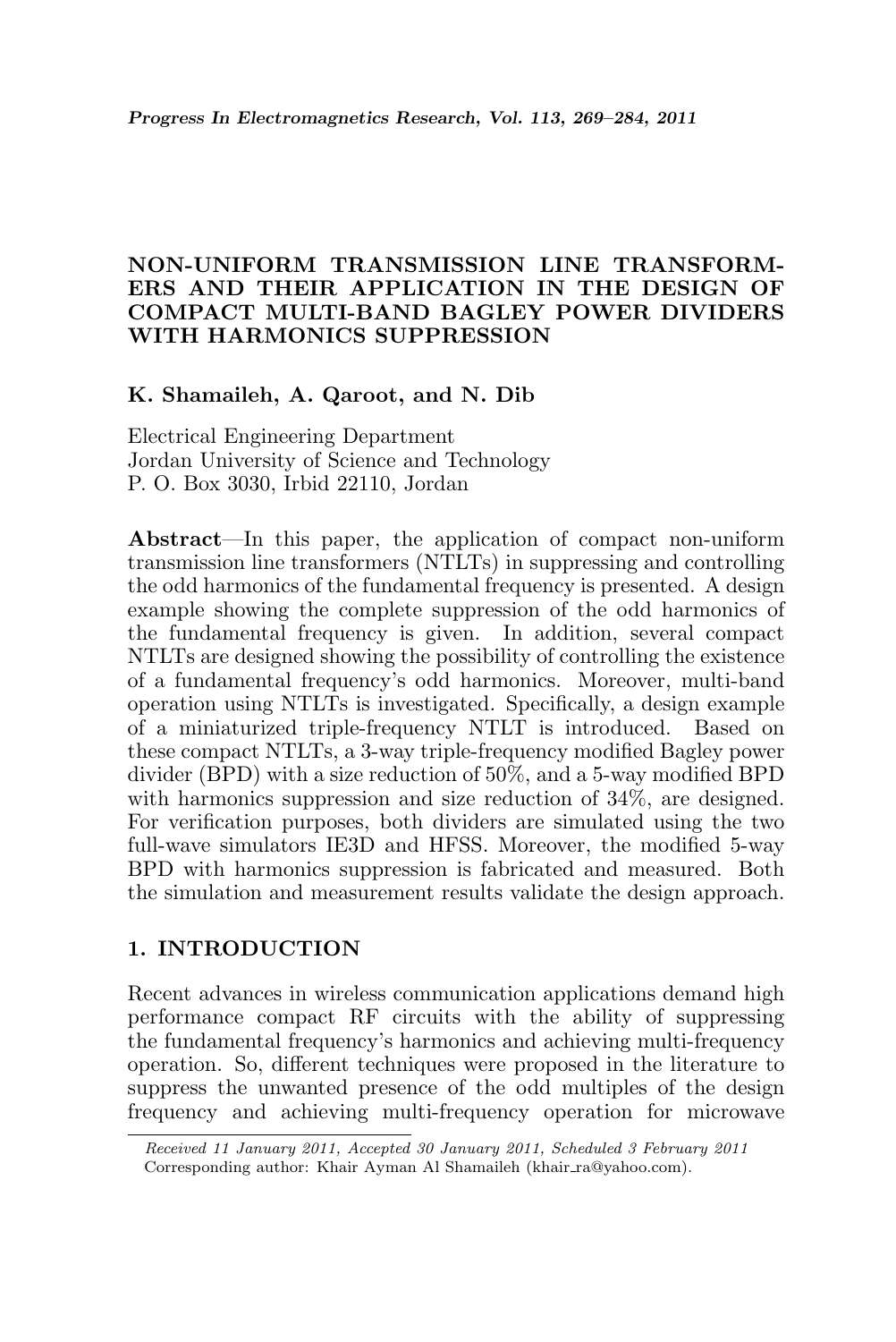# NON-UNIFORM TRANSMISSION LINE TRANSFORMERS AND THEIR APPLICATION IN THE DESIGN OF COMPACT MULTI-BAND BAGLEY POWER DIVIDERS WITH HARMONICS SUPPRESSION

**K. Shamaileh, A. Qaroot, and N. Dib**

Electrical Engineering Department
Jordan University of Science and Technology
P. O. Box 3030, Irbid 22110, Jordan

**Abstract**—In this paper, the application of compact non-uniform transmission line transformers (NTLTs) in suppressing and controlling the odd harmonics of the fundamental frequency is presented. A design example showing the complete suppression of the odd harmonics of the fundamental frequency is given. In addition, several compact NTLTs are designed showing the possibility of controlling the existence of a fundamental frequency's odd harmonics. Moreover, multi-band operation using NTLTs is investigated. Specifically, a design example of a miniaturized triple-frequency NTLT is introduced. Based on these compact NTLTs, a 3-way triple-frequency modified Bagley power divider (BPD) with a size reduction of 50%, and a 5-way modified BPD with harmonics suppression and size reduction of 34%, are designed. For verification purposes, both dividers are simulated using the two full-wave simulators IE3D and HFSS. Moreover, the modified 5-way BPD with harmonics suppression is fabricated and measured. Both the simulation and measurement results validate the design approach.

## 1. INTRODUCTION

Recent advances in wireless communication applications demand high performance compact RF circuits with the ability of suppressing the fundamental frequency's harmonics and achieving multi-frequency operation. So, different techniques were proposed in the literature to suppress the unwanted presence of the odd multiples of the design frequency and achieving multi-frequency operation for microwave

*Received 11 January 2011, Accepted 30 January 2011, Scheduled 3 February 2011*
Corresponding author: Khair Ayman Al Shamaileh (khair_ra@yahoo.com).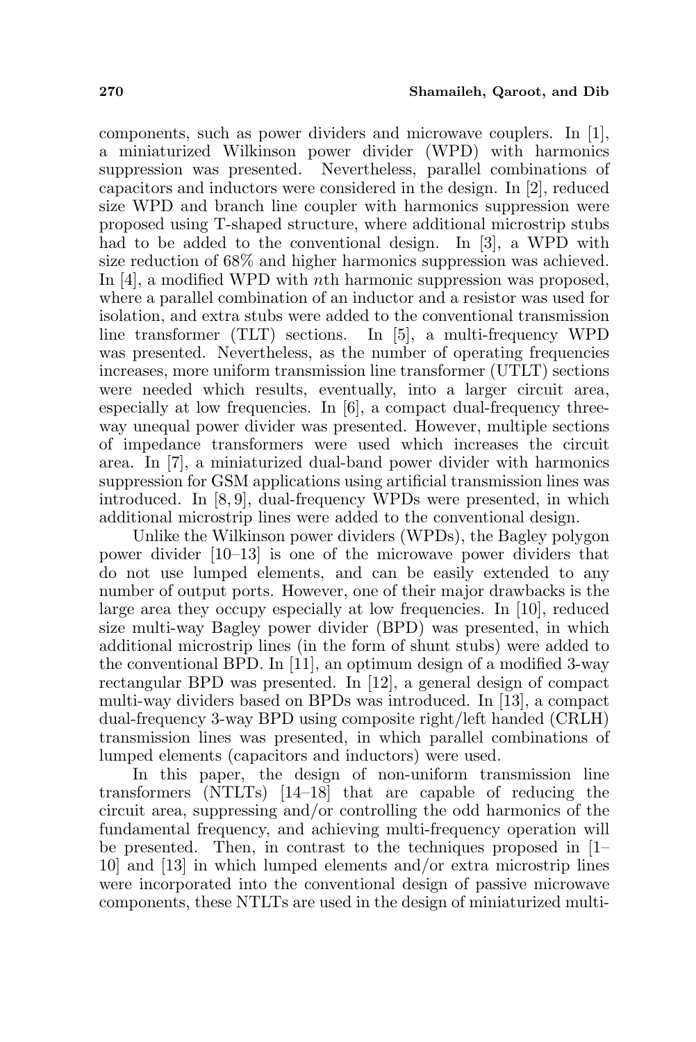components, such as power dividers and microwave couplers. In [1], a miniaturized Wilkinson power divider (WPD) with harmonics suppression was presented. Nevertheless, parallel combinations of capacitors and inductors were considered in the design. In [2], reduced size WPD and branch line coupler with harmonics suppression were proposed using T-shaped structure, where additional microstrip stubs had to be added to the conventional design. In [3], a WPD with size reduction of 68% and higher harmonics suppression was achieved. In [4], a modified WPD with $n$th harmonic suppression was proposed, where a parallel combination of an inductor and a resistor was used for isolation, and extra stubs were added to the conventional transmission line transformer (TLT) sections. In [5], a multi-frequency WPD was presented. Nevertheless, as the number of operating frequencies increases, more uniform transmission line transformer (UTLT) sections were needed which results, eventually, into a larger circuit area, especially at low frequencies. In [6], a compact dual-frequency three-way unequal power divider was presented. However, multiple sections of impedance transformers were used which increases the circuit area. In [7], a miniaturized dual-band power divider with harmonics suppression for GSM applications using artificial transmission lines was introduced. In [8, 9], dual-frequency WPDs were presented, in which additional microstrip lines were added to the conventional design.

Unlike the Wilkinson power dividers (WPDs), the Bagley polygon power divider [10–13] is one of the microwave power dividers that do not use lumped elements, and can be easily extended to any number of output ports. However, one of their major drawbacks is the large area they occupy especially at low frequencies. In [10], reduced size multi-way Bagley power divider (BPD) was presented, in which additional microstrip lines (in the form of shunt stubs) were added to the conventional BPD. In [11], an optimum design of a modified 3-way rectangular BPD was presented. In [12], a general design of compact multi-way dividers based on BPDs was introduced. In [13], a compact dual-frequency 3-way BPD using composite right/left handed (CRLH) transmission lines was presented, in which parallel combinations of lumped elements (capacitors and inductors) were used.

In this paper, the design of non-uniform transmission line transformers (NTLTs) [14–18] that are capable of reducing the circuit area, suppressing and/or controlling the odd harmonics of the fundamental frequency, and achieving multi-frequency operation will be presented. Then, in contrast to the techniques proposed in [1–10] and [13] in which lumped elements and/or extra microstrip lines were incorporated into the conventional design of passive microwave components, these NTLTs are used in the design of miniaturized multi-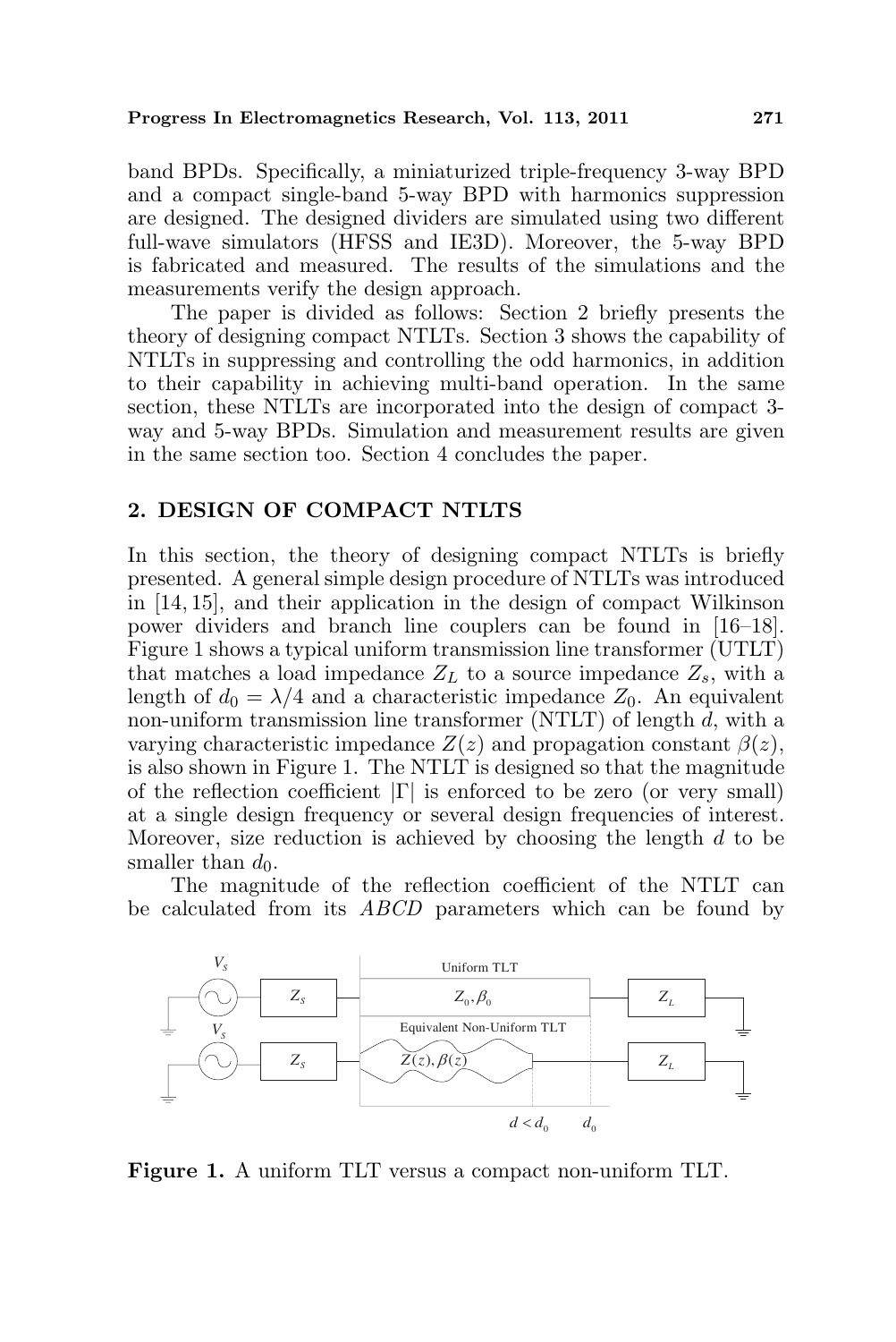band BPDs. Specifically, a miniaturized triple-frequency 3-way BPD and a compact single-band 5-way BPD with harmonics suppression are designed. The designed dividers are simulated using two different full-wave simulators (HFSS and IE3D). Moreover, the 5-way BPD is fabricated and measured. The results of the simulations and the measurements verify the design approach.

The paper is divided as follows: Section 2 briefly presents the theory of designing compact NTLTs. Section 3 shows the capability of NTLTs in suppressing and controlling the odd harmonics, in addition to their capability in achieving multi-band operation. In the same section, these NTLTs are incorporated into the design of compact 3-way and 5-way BPDs. Simulation and measurement results are given in the same section too. Section 4 concludes the paper.

## 2. DESIGN OF COMPACT NTLTS

In this section, the theory of designing compact NTLTs is briefly presented. A general simple design procedure of NTLTs was introduced in [14, 15], and their application in the design of compact Wilkinson power dividers and branch line couplers can be found in [16–18]. Figure 1 shows a typical uniform transmission line transformer (UTLT) that matches a load impedance $Z_L$ to a source impedance $Z_s$, with a length of $d_0 = \lambda/4$ and a characteristic impedance $Z_0$. An equivalent non-uniform transmission line transformer (NTLT) of length $d$, with a varying characteristic impedance $Z(z)$ and propagation constant $\beta(z)$, is also shown in Figure 1. The NTLT is designed so that the magnitude of the reflection coefficient $|\Gamma|$ is enforced to be zero (or very small) at a single design frequency or several design frequencies of interest. Moreover, size reduction is achieved by choosing the length $d$ to be smaller than $d_0$.

The magnitude of the reflection coefficient of the NTLT can be calculated from its *ABCD* parameters which can be found by

**Figure 1.** A uniform TLT versus a compact non-uniform TLT.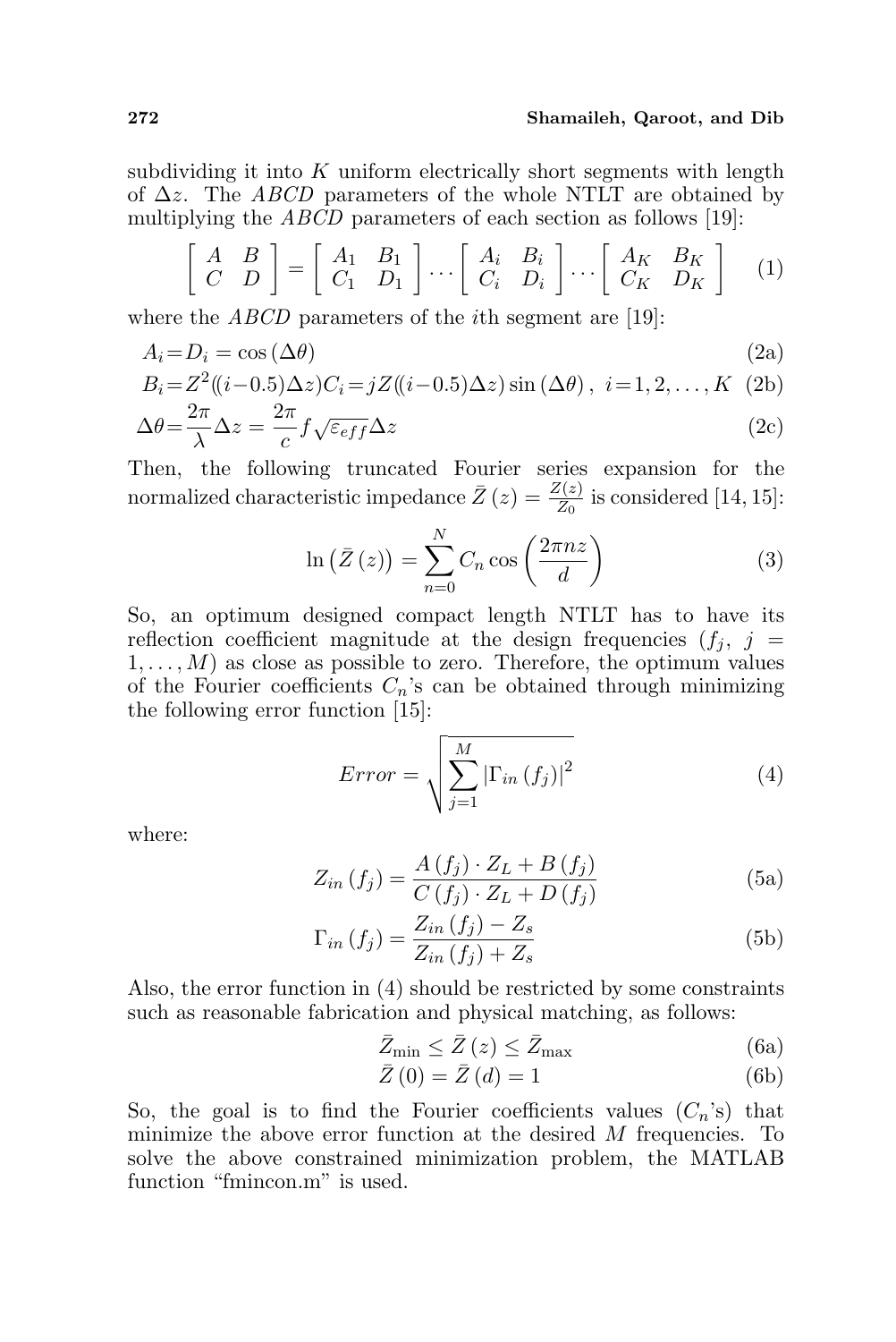subdividing it into $K$ uniform electrically short segments with length of $\Delta z$. The $ABCD$ parameters of the whole NTLT are obtained by multiplying the $ABCD$ parameters of each section as follows [19]:

$$\begin{bmatrix} A & B \\ C & D \end{bmatrix} = \begin{bmatrix} A_1 & B_1 \\ C_1 & D_1 \end{bmatrix} \cdots \begin{bmatrix} A_i & B_i \\ C_i & D_i \end{bmatrix} \cdots \begin{bmatrix} A_K & B_K \\ C_K & D_K \end{bmatrix} \tag{1}$$

where the $ABCD$ parameters of the $i$th segment are [19]:

$$A_i = D_i = \cos(\Delta\theta) \tag{2a}$$

$$B_i = Z^2((i-0.5)\Delta z)C_i = jZ((i-0.5)\Delta z)\sin(\Delta\theta), \ i = 1, 2, \ldots, K \tag{2b}$$

$$\Delta\theta = \frac{2\pi}{\lambda}\Delta z = \frac{2\pi}{c} f \sqrt{\varepsilon_{eff}}\Delta z \tag{2c}$$

Then, the following truncated Fourier series expansion for the normalized characteristic impedance $\bar{Z}(z) = \frac{Z(z)}{Z_0}$ is considered [14, 15]:

$$\ln\left(\bar{Z}(z)\right) = \sum_{n=0}^{N} C_n \cos\left(\frac{2\pi n z}{d}\right) \tag{3}$$

So, an optimum designed compact length NTLT has to have its reflection coefficient magnitude at the design frequencies ($f_j$, $j = 1, \ldots, M$) as close as possible to zero. Therefore, the optimum values of the Fourier coefficients $C_n$'s can be obtained through minimizing the following error function [15]:

$$Error = \sqrt{\sum_{j=1}^{M} \left|\Gamma_{in}(f_j)\right|^2} \tag{4}$$

where:

$$Z_{in}(f_j) = \frac{A(f_j) \cdot Z_L + B(f_j)}{C(f_j) \cdot Z_L + D(f_j)} \tag{5a}$$

$$\Gamma_{in}(f_j) = \frac{Z_{in}(f_j) - Z_s}{Z_{in}(f_j) + Z_s} \tag{5b}$$

Also, the error function in (4) should be restricted by some constraints such as reasonable fabrication and physical matching, as follows:

$$\bar{Z}_{\min} \leq \bar{Z}(z) \leq \bar{Z}_{\max} \tag{6a}$$

$$\bar{Z}(0) = \bar{Z}(d) = 1 \tag{6b}$$

So, the goal is to find the Fourier coefficients values ($C_n$'s) that minimize the above error function at the desired $M$ frequencies. To solve the above constrained minimization problem, the MATLAB function "fmincon.m" is used.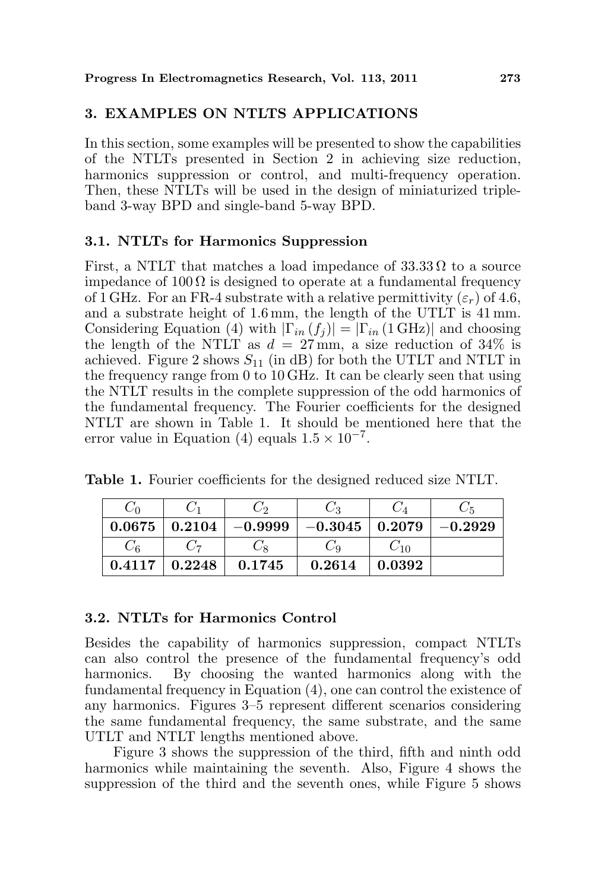## 3. EXAMPLES ON NTLTS APPLICATIONS

In this section, some examples will be presented to show the capabilities of the NTLTs presented in Section 2 in achieving size reduction, harmonics suppression or control, and multi-frequency operation. Then, these NTLTs will be used in the design of miniaturized triple-band 3-way BPD and single-band 5-way BPD.

### 3.1. NTLTs for Harmonics Suppression

First, a NTLT that matches a load impedance of $33.33\,\Omega$ to a source impedance of $100\,\Omega$ is designed to operate at a fundamental frequency of 1 GHz. For an FR-4 substrate with a relative permittivity ($\varepsilon_r$) of 4.6, and a substrate height of 1.6 mm, the length of the UTLT is 41 mm. Considering Equation (4) with $|\Gamma_{in}(f_j)| = |\Gamma_{in}(1\,\text{GHz})|$ and choosing the length of the NTLT as $d = 27\,\text{mm}$, a size reduction of 34% is achieved. Figure 2 shows $S_{11}$ (in dB) for both the UTLT and NTLT in the frequency range from 0 to 10 GHz. It can be clearly seen that using the NTLT results in the complete suppression of the odd harmonics of the fundamental frequency. The Fourier coefficients for the designed NTLT are shown in Table 1. It should be mentioned here that the error value in Equation (4) equals $1.5 \times 10^{-7}$.

**Table 1.** Fourier coefficients for the designed reduced size NTLT.

| $C_0$ | $C_1$ | $C_2$ | $C_3$ | $C_4$ | $C_5$ |
|---|---|---|---|---|---|
| **0.0675** | **0.2104** | **−0.9999** | **−0.3045** | **0.2079** | **−0.2929** |
| $C_6$ | $C_7$ | $C_8$ | $C_9$ | $C_{10}$ | |
| **0.4117** | **0.2248** | **0.1745** | **0.2614** | **0.0392** | |

### 3.2. NTLTs for Harmonics Control

Besides the capability of harmonics suppression, compact NTLTs can also control the presence of the fundamental frequency's odd harmonics. By choosing the wanted harmonics along with the fundamental frequency in Equation (4), one can control the existence of any harmonics. Figures 3–5 represent different scenarios considering the same fundamental frequency, the same substrate, and the same UTLT and NTLT lengths mentioned above.

Figure 3 shows the suppression of the third, fifth and ninth odd harmonics while maintaining the seventh. Also, Figure 4 shows the suppression of the third and the seventh ones, while Figure 5 shows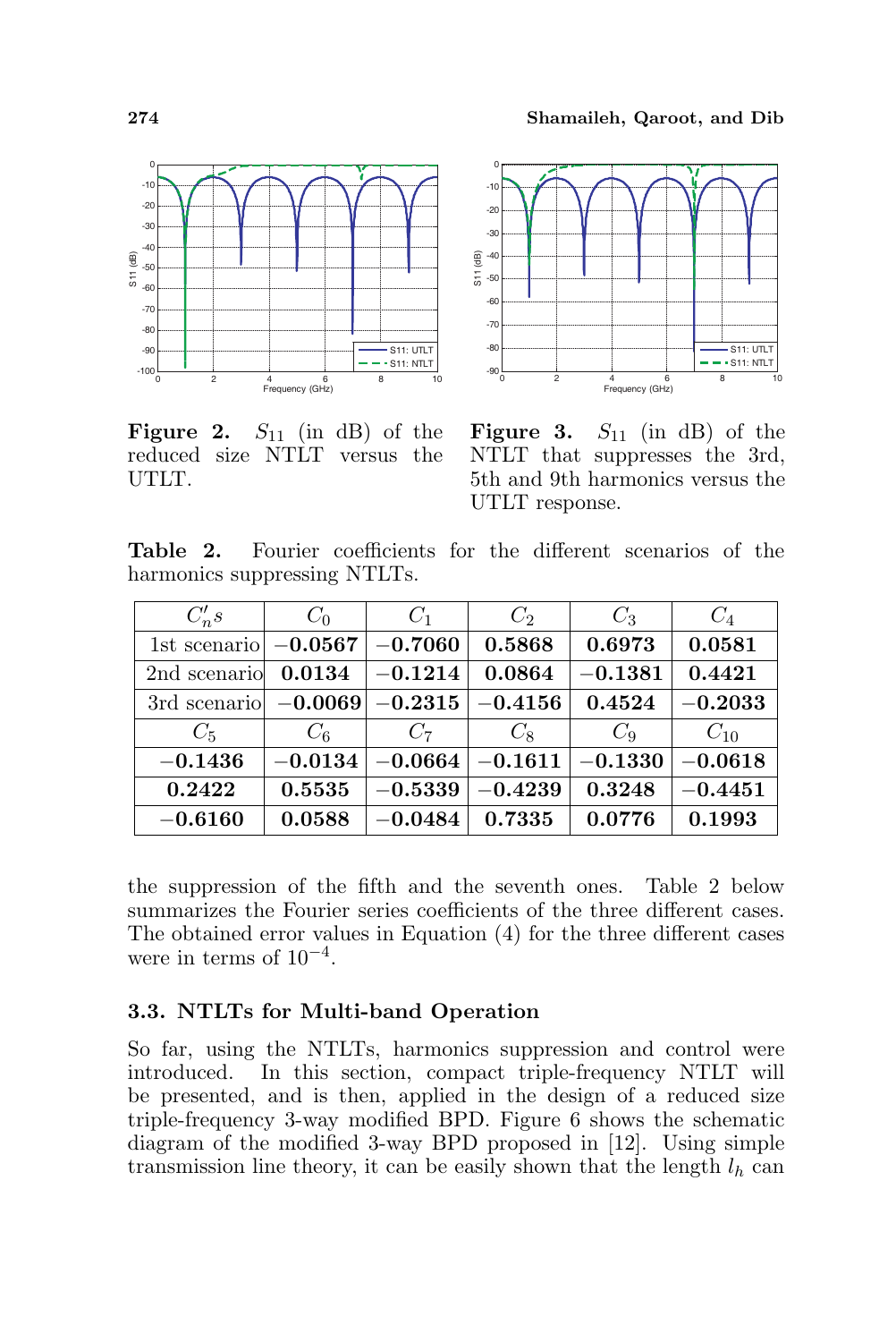**Figure 2.** $S_{11}$ (in dB) of the reduced size NTLT versus the UTLT.

**Figure 3.** $S_{11}$ (in dB) of the NTLT that suppresses the 3rd, 5th and 9th harmonics versus the UTLT response.

**Table 2.** Fourier coefficients for the different scenarios of the harmonics suppressing NTLTs.

| $C_n's$ | $C_0$ | $C_1$ | $C_2$ | $C_3$ | $C_4$ |
|---|---|---|---|---|---|
| 1st scenario | **−0.0567** | **−0.7060** | **0.5868** | **0.6973** | **0.0581** |
| 2nd scenario | **0.0134** | **−0.1214** | **0.0864** | **−0.1381** | **0.4421** |
| 3rd scenario | **−0.0069** | **−0.2315** | **−0.4156** | **0.4524** | **−0.2033** |
| $C_5$ | $C_6$ | $C_7$ | $C_8$ | $C_9$ | $C_{10}$ |
| **−0.1436** | **−0.0134** | **−0.0664** | **−0.1611** | **−0.1330** | **−0.0618** |
| **0.2422** | **0.5535** | **−0.5339** | **−0.4239** | **0.3248** | **−0.4451** |
| **−0.6160** | **0.0588** | **−0.0484** | **0.7335** | **0.0776** | **0.1993** |

the suppression of the fifth and the seventh ones. Table 2 below summarizes the Fourier series coefficients of the three different cases. The obtained error values in Equation (4) for the three different cases were in terms of $10^{-4}$.

### 3.3. NTLTs for Multi-band Operation

So far, using the NTLTs, harmonics suppression and control were introduced. In this section, compact triple-frequency NTLT will be presented, and is then, applied in the design of a reduced size triple-frequency 3-way modified BPD. Figure 6 shows the schematic diagram of the modified 3-way BPD proposed in [12]. Using simple transmission line theory, it can be easily shown that the length $l_h$ can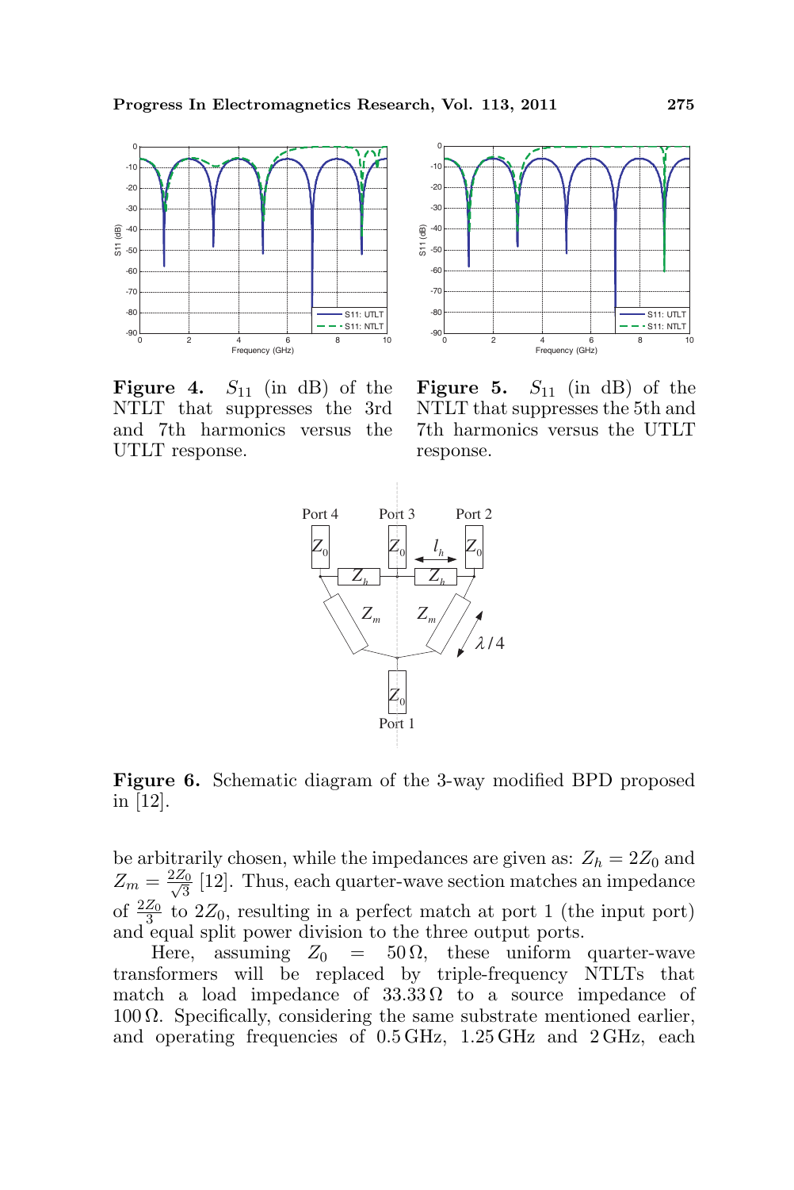**Figure 4.** $S_{11}$ (in dB) of the NTLT that suppresses the 3rd and 7th harmonics versus the UTLT response.

**Figure 5.** $S_{11}$ (in dB) of the NTLT that suppresses the 5th and 7th harmonics versus the UTLT response.

**Figure 6.** Schematic diagram of the 3-way modified BPD proposed in [12].

be arbitrarily chosen, while the impedances are given as: $Z_h = 2Z_0$ and $Z_m = \frac{2Z_0}{\sqrt{3}}$ [12]. Thus, each quarter-wave section matches an impedance of $\frac{2Z_0}{3}$ to $2Z_0$, resulting in a perfect match at port 1 (the input port) and equal split power division to the three output ports.

Here, assuming $Z_0 = 50\,\Omega$, these uniform quarter-wave transformers will be replaced by triple-frequency NTLTs that match a load impedance of $33.33\,\Omega$ to a source impedance of $100\,\Omega$. Specifically, considering the same substrate mentioned earlier, and operating frequencies of 0.5 GHz, 1.25 GHz and 2 GHz, each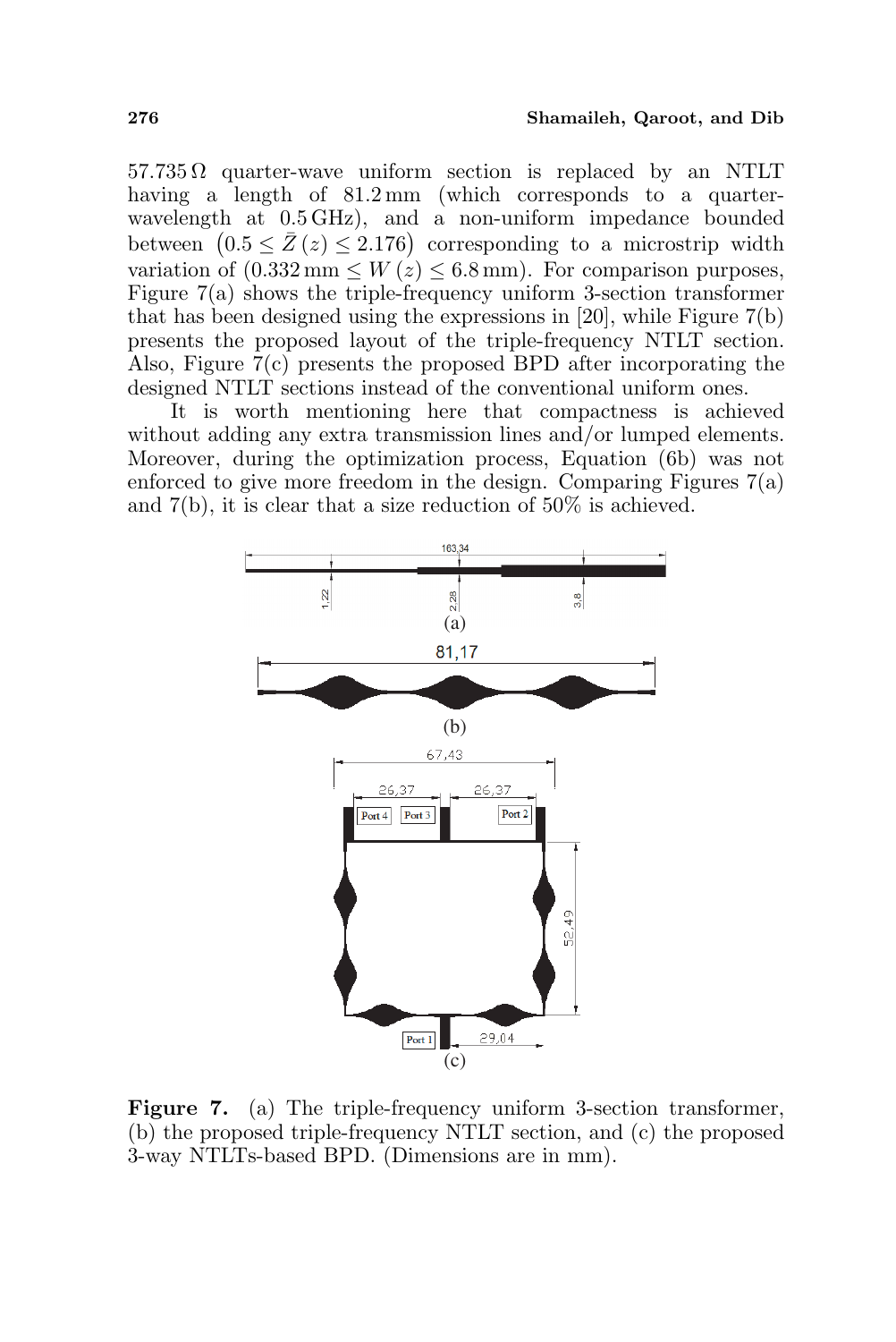$57.735\,\Omega$ quarter-wave uniform section is replaced by an NTLT having a length of 81.2 mm (which corresponds to a quarter-wavelength at 0.5 GHz), and a non-uniform impedance bounded between $\left(0.5 \leq \bar{Z}(z) \leq 2.176\right)$ corresponding to a microstrip width variation of $(0.332\,\text{mm} \leq W(z) \leq 6.8\,\text{mm})$. For comparison purposes, Figure 7(a) shows the triple-frequency uniform 3-section transformer that has been designed using the expressions in [20], while Figure 7(b) presents the proposed layout of the triple-frequency NTLT section. Also, Figure 7(c) presents the proposed BPD after incorporating the designed NTLT sections instead of the conventional uniform ones.

It is worth mentioning here that compactness is achieved without adding any extra transmission lines and/or lumped elements. Moreover, during the optimization process, Equation (6b) was not enforced to give more freedom in the design. Comparing Figures 7(a) and 7(b), it is clear that a size reduction of 50% is achieved.

**Figure 7.** (a) The triple-frequency uniform 3-section transformer, (b) the proposed triple-frequency NTLT section, and (c) the proposed 3-way NTLTs-based BPD. (Dimensions are in mm).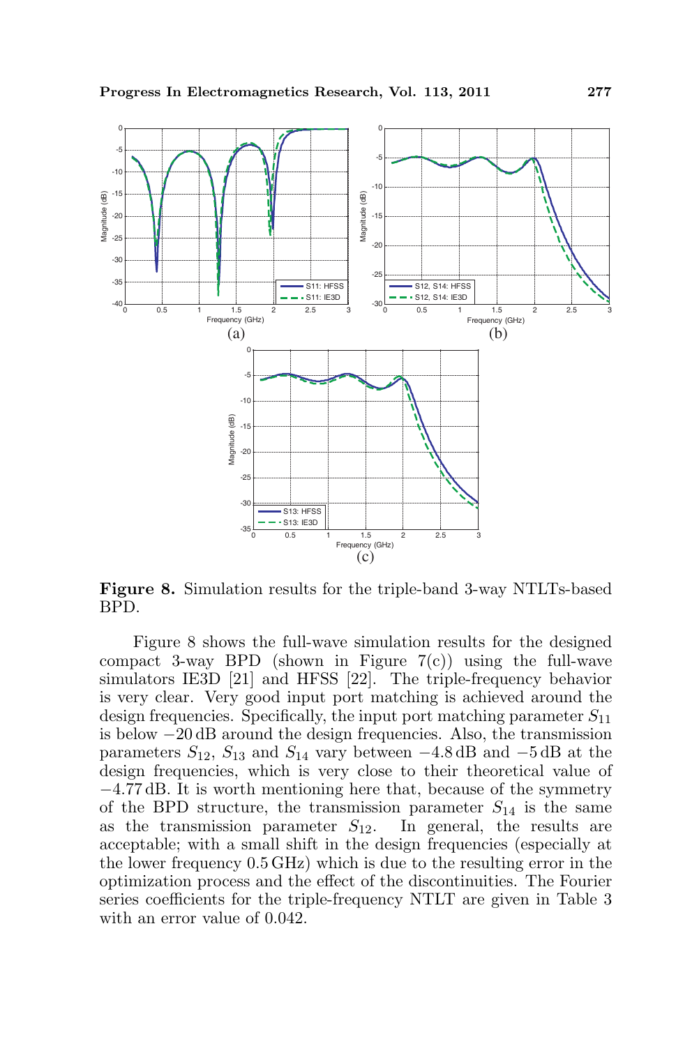**Figure 8.** Simulation results for the triple-band 3-way NTLTs-based BPD.

Figure 8 shows the full-wave simulation results for the designed compact 3-way BPD (shown in Figure 7(c)) using the full-wave simulators IE3D [21] and HFSS [22]. The triple-frequency behavior is very clear. Very good input port matching is achieved around the design frequencies. Specifically, the input port matching parameter $S_{11}$ is below $-20$ dB around the design frequencies. Also, the transmission parameters $S_{12}$, $S_{13}$ and $S_{14}$ vary between $-4.8$ dB and $-5$ dB at the design frequencies, which is very close to their theoretical value of $-4.77$ dB. It is worth mentioning here that, because of the symmetry of the BPD structure, the transmission parameter $S_{14}$ is the same as the transmission parameter $S_{12}$. In general, the results are acceptable; with a small shift in the design frequencies (especially at the lower frequency 0.5 GHz) which is due to the resulting error in the optimization process and the effect of the discontinuities. The Fourier series coefficients for the triple-frequency NTLT are given in Table 3 with an error value of 0.042.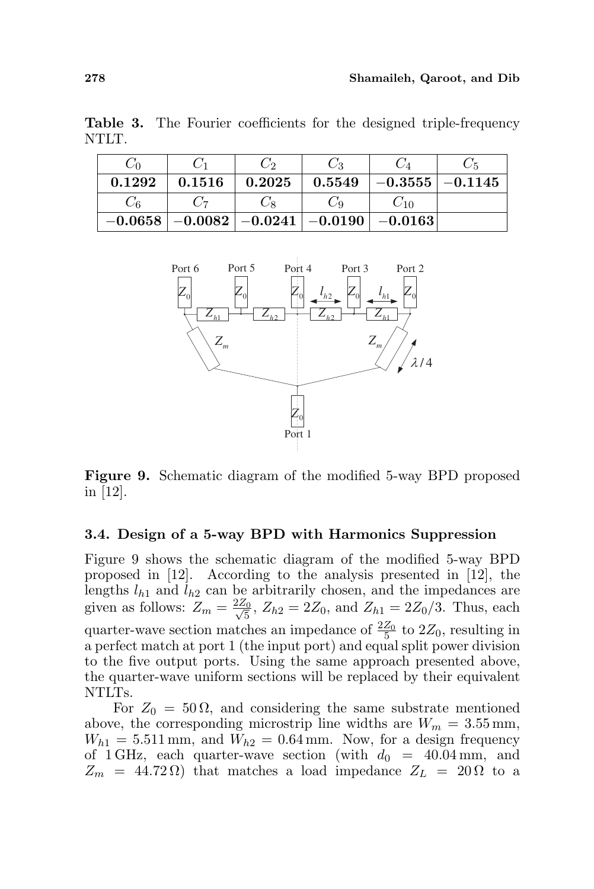**Table 3.** The Fourier coefficients for the designed triple-frequency NTLT.

| $C_0$ | $C_1$ | $C_2$ | $C_3$ | $C_4$ | $C_5$ |
|---|---|---|---|---|---|
| **0.1292** | **0.1516** | **0.2025** | **0.5549** | **−0.3555** | **−0.1145** |
| $C_6$ | $C_7$ | $C_8$ | $C_9$ | $C_{10}$ | |
| **−0.0658** | **−0.0082** | **−0.0241** | **−0.0190** | **−0.0163** | |

**Figure 9.** Schematic diagram of the modified 5-way BPD proposed in [12].

### 3.4. Design of a 5-way BPD with Harmonics Suppression

Figure 9 shows the schematic diagram of the modified 5-way BPD proposed in [12]. According to the analysis presented in [12], the lengths $l_{h1}$ and $l_{h2}$ can be arbitrarily chosen, and the impedances are given as follows: $Z_m = \frac{2Z_0}{\sqrt{5}}$, $Z_{h2} = 2Z_0$, and $Z_{h1} = 2Z_0/3$. Thus, each quarter-wave section matches an impedance of $\frac{2Z_0}{5}$ to $2Z_0$, resulting in a perfect match at port 1 (the input port) and equal split power division to the five output ports. Using the same approach presented above, the quarter-wave uniform sections will be replaced by their equivalent NTLTs.

For $Z_0 = 50\,\Omega$, and considering the same substrate mentioned above, the corresponding microstrip line widths are $W_m = 3.55\,\text{mm}$, $W_{h1} = 5.511\,\text{mm}$, and $W_{h2} = 0.64\,\text{mm}$. Now, for a design frequency of 1 GHz, each quarter-wave section (with $d_0 = 40.04\,\text{mm}$, and $Z_m = 44.72\,\Omega$) that matches a load impedance $Z_L = 20\,\Omega$ to a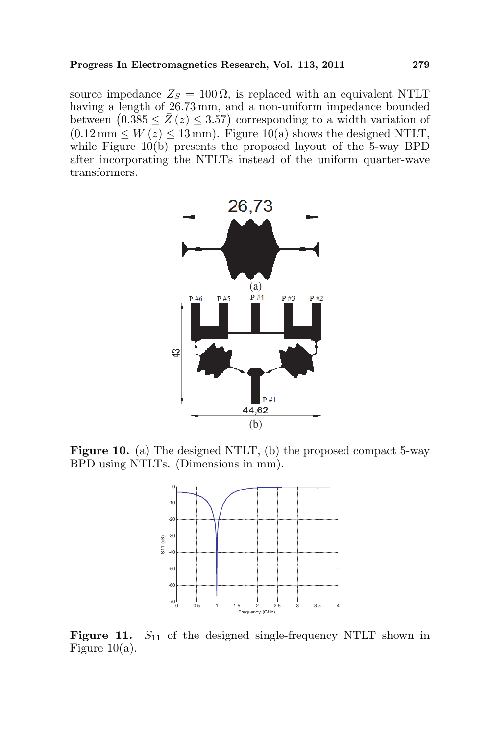source impedance $Z_S = 100\,\Omega$, is replaced with an equivalent NTLT having a length of 26.73 mm, and a non-uniform impedance bounded between $\left(0.385 \leq \bar{Z}(z) \leq 3.57\right)$ corresponding to a width variation of $(0.12\,\text{mm} \leq W(z) \leq 13\,\text{mm})$. Figure 10(a) shows the designed NTLT, while Figure 10(b) presents the proposed layout of the 5-way BPD after incorporating the NTLTs instead of the uniform quarter-wave transformers.

**Figure 10.** (a) The designed NTLT, (b) the proposed compact 5-way BPD using NTLTs. (Dimensions in mm).

**Figure 11.** $S_{11}$ of the designed single-frequency NTLT shown in Figure 10(a).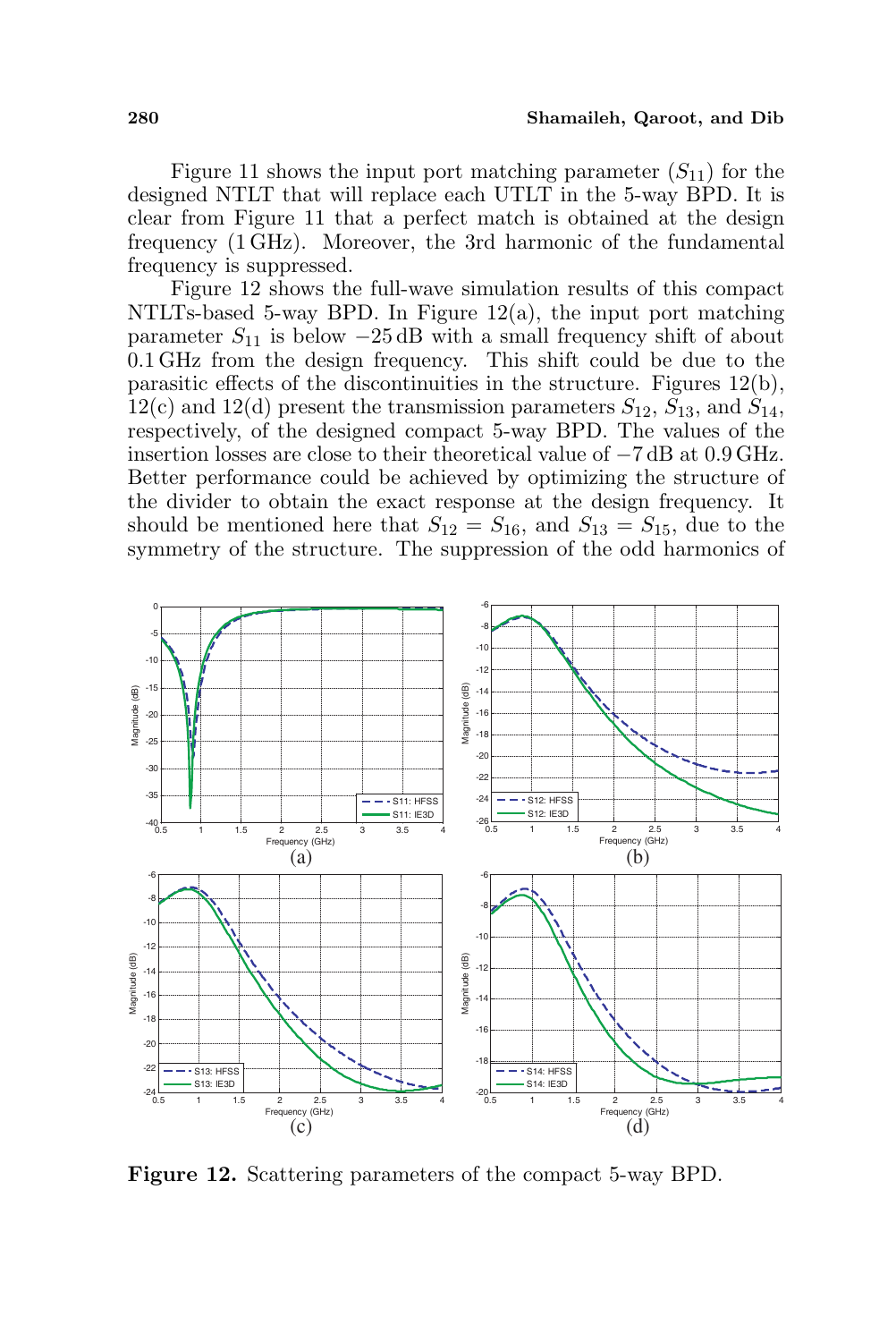Figure 11 shows the input port matching parameter ($S_{11}$) for the designed NTLT that will replace each UTLT in the 5-way BPD. It is clear from Figure 11 that a perfect match is obtained at the design frequency (1 GHz). Moreover, the 3rd harmonic of the fundamental frequency is suppressed.

Figure 12 shows the full-wave simulation results of this compact NTLTs-based 5-way BPD. In Figure 12(a), the input port matching parameter $S_{11}$ is below $-25$ dB with a small frequency shift of about 0.1 GHz from the design frequency. This shift could be due to the parasitic effects of the discontinuities in the structure. Figures 12(b), 12(c) and 12(d) present the transmission parameters $S_{12}$, $S_{13}$, and $S_{14}$, respectively, of the designed compact 5-way BPD. The values of the insertion losses are close to their theoretical value of $-7$ dB at 0.9 GHz. Better performance could be achieved by optimizing the structure of the divider to obtain the exact response at the design frequency. It should be mentioned here that $S_{12} = S_{16}$, and $S_{13} = S_{15}$, due to the symmetry of the structure. The suppression of the odd harmonics of

**Figure 12.** Scattering parameters of the compact 5-way BPD.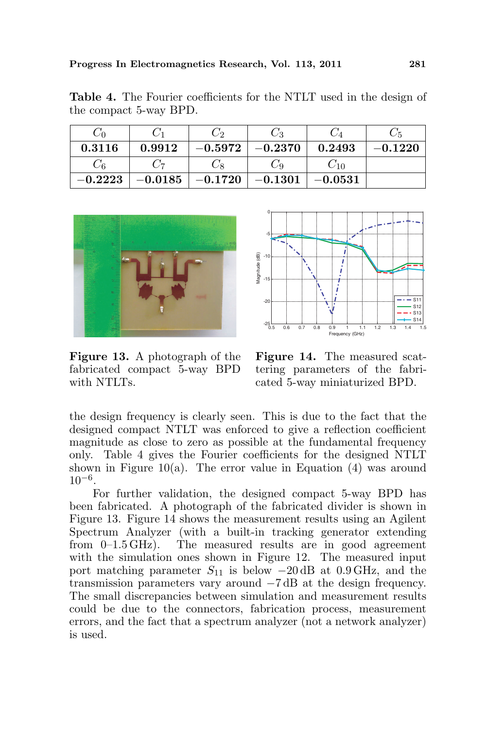**Table 4.** The Fourier coefficients for the NTLT used in the design of the compact 5-way BPD.

| $C_0$ | $C_1$ | $C_2$ | $C_3$ | $C_4$ | $C_5$ |
|---|---|---|---|---|---|
| **0.3116** | **0.9912** | **−0.5972** | **−0.2370** | **0.2493** | **−0.1220** |
| $C_6$ | $C_7$ | $C_8$ | $C_9$ | $C_{10}$ | |
| **−0.2223** | **−0.0185** | **−0.1720** | **−0.1301** | **−0.0531** | |

**Figure 13.** A photograph of the fabricated compact 5-way BPD with NTLTs.

**Figure 14.** The measured scattering parameters of the fabricated 5-way miniaturized BPD.

the design frequency is clearly seen. This is due to the fact that the designed compact NTLT was enforced to give a reflection coefficient magnitude as close to zero as possible at the fundamental frequency only. Table 4 gives the Fourier coefficients for the designed NTLT shown in Figure 10(a). The error value in Equation (4) was around $10^{-6}$.

For further validation, the designed compact 5-way BPD has been fabricated. A photograph of the fabricated divider is shown in Figure 13. Figure 14 shows the measurement results using an Agilent Spectrum Analyzer (with a built-in tracking generator extending from 0–1.5 GHz). The measured results are in good agreement with the simulation ones shown in Figure 12. The measured input port matching parameter $S_{11}$ is below $-20$ dB at 0.9 GHz, and the transmission parameters vary around $-7$ dB at the design frequency. The small discrepancies between simulation and measurement results could be due to the connectors, fabrication process, measurement errors, and the fact that a spectrum analyzer (not a network analyzer) is used.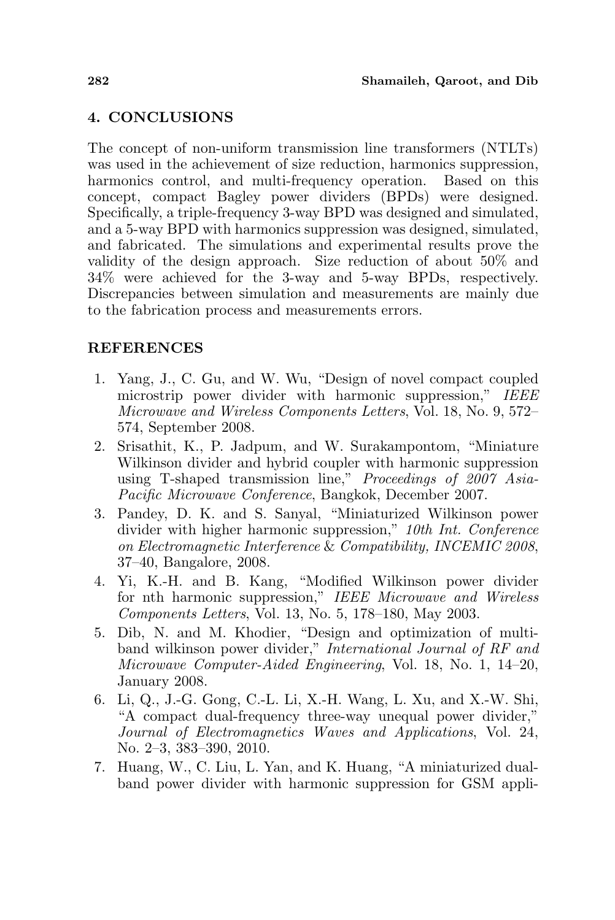## 4. CONCLUSIONS

The concept of non-uniform transmission line transformers (NTLTs) was used in the achievement of size reduction, harmonics suppression, harmonics control, and multi-frequency operation. Based on this concept, compact Bagley power dividers (BPDs) were designed. Specifically, a triple-frequency 3-way BPD was designed and simulated, and a 5-way BPD with harmonics suppression was designed, simulated, and fabricated. The simulations and experimental results prove the validity of the design approach. Size reduction of about 50% and 34% were achieved for the 3-way and 5-way BPDs, respectively. Discrepancies between simulation and measurements are mainly due to the fabrication process and measurements errors.

## REFERENCES

1. Yang, J., C. Gu, and W. Wu, "Design of novel compact coupled microstrip power divider with harmonic suppression," *IEEE Microwave and Wireless Components Letters*, Vol. 18, No. 9, 572–574, September 2008.
2. Srisathit, K., P. Jadpum, and W. Surakampontom, "Miniature Wilkinson divider and hybrid coupler with harmonic suppression using T-shaped transmission line," *Proceedings of 2007 Asia-Pacific Microwave Conference*, Bangkok, December 2007.
3. Pandey, D. K. and S. Sanyal, "Miniaturized Wilkinson power divider with higher harmonic suppression," *10th Int. Conference on Electromagnetic Interference & Compatibility, INCEMIC 2008*, 37–40, Bangalore, 2008.
4. Yi, K.-H. and B. Kang, "Modified Wilkinson power divider for nth harmonic suppression," *IEEE Microwave and Wireless Components Letters*, Vol. 13, No. 5, 178–180, May 2003.
5. Dib, N. and M. Khodier, "Design and optimization of multi-band wilkinson power divider," *International Journal of RF and Microwave Computer-Aided Engineering*, Vol. 18, No. 1, 14–20, January 2008.
6. Li, Q., J.-G. Gong, C.-L. Li, X.-H. Wang, L. Xu, and X.-W. Shi, "A compact dual-frequency three-way unequal power divider," *Journal of Electromagnetics Waves and Applications*, Vol. 24, No. 2–3, 383–390, 2010.
7. Huang, W., C. Liu, L. Yan, and K. Huang, "A miniaturized dual-band power divider with harmonic suppression for GSM appli-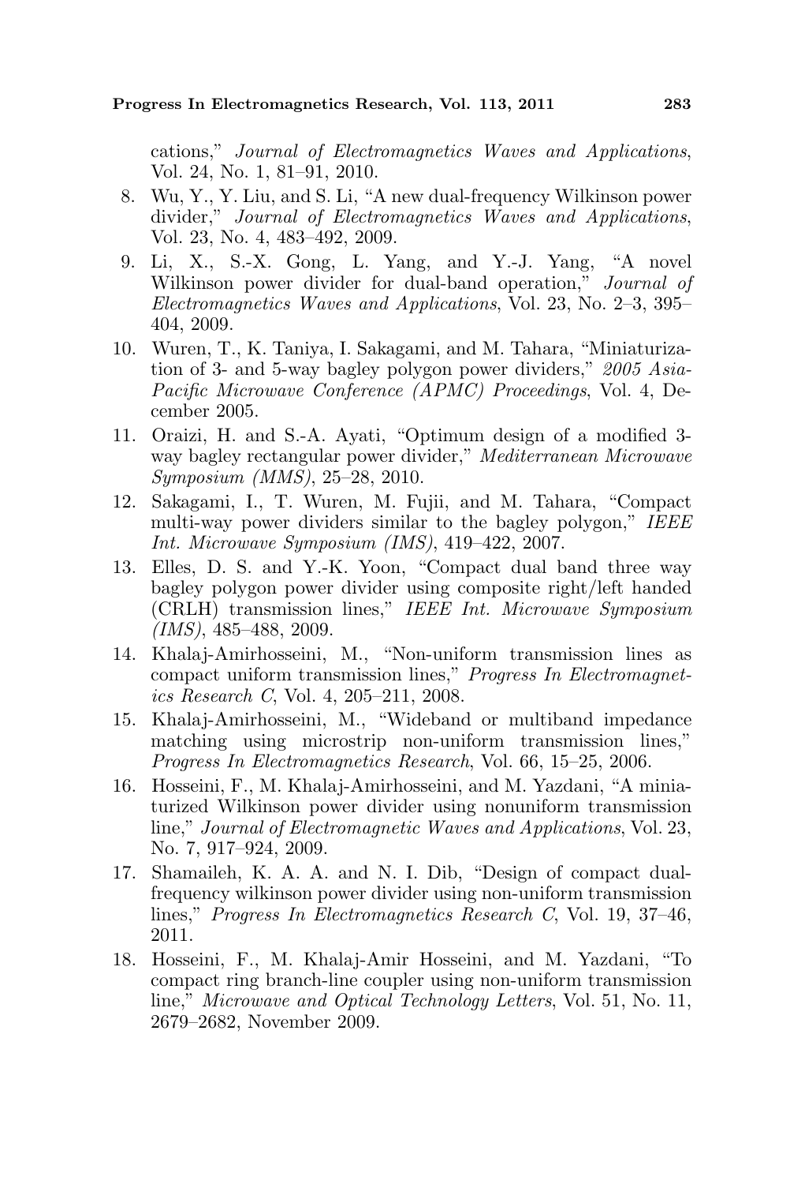cations," *Journal of Electromagnetics Waves and Applications*, Vol. 24, No. 1, 81–91, 2010.

8. Wu, Y., Y. Liu, and S. Li, "A new dual-frequency Wilkinson power divider," *Journal of Electromagnetics Waves and Applications*, Vol. 23, No. 4, 483–492, 2009.
9. Li, X., S.-X. Gong, L. Yang, and Y.-J. Yang, "A novel Wilkinson power divider for dual-band operation," *Journal of Electromagnetics Waves and Applications*, Vol. 23, No. 2–3, 395–404, 2009.
10. Wuren, T., K. Taniya, I. Sakagami, and M. Tahara, "Miniaturization of 3- and 5-way bagley polygon power dividers," *2005 Asia-Pacific Microwave Conference (APMC) Proceedings*, Vol. 4, December 2005.
11. Oraizi, H. and S.-A. Ayati, "Optimum design of a modified 3-way bagley rectangular power divider," *Mediterranean Microwave Symposium (MMS)*, 25–28, 2010.
12. Sakagami, I., T. Wuren, M. Fujii, and M. Tahara, "Compact multi-way power dividers similar to the bagley polygon," *IEEE Int. Microwave Symposium (IMS)*, 419–422, 2007.
13. Elles, D. S. and Y.-K. Yoon, "Compact dual band three way bagley polygon power divider using composite right/left handed (CRLH) transmission lines," *IEEE Int. Microwave Symposium (IMS)*, 485–488, 2009.
14. Khalaj-Amirhosseini, M., "Non-uniform transmission lines as compact uniform transmission lines," *Progress In Electromagnetics Research C*, Vol. 4, 205–211, 2008.
15. Khalaj-Amirhosseini, M., "Wideband or multiband impedance matching using microstrip non-uniform transmission lines," *Progress In Electromagnetics Research*, Vol. 66, 15–25, 2006.
16. Hosseini, F., M. Khalaj-Amirhosseini, and M. Yazdani, "A miniaturized Wilkinson power divider using nonuniform transmission line," *Journal of Electromagnetic Waves and Applications*, Vol. 23, No. 7, 917–924, 2009.
17. Shamaileh, K. A. A. and N. I. Dib, "Design of compact dual-frequency wilkinson power divider using non-uniform transmission lines," *Progress In Electromagnetics Research C*, Vol. 19, 37–46, 2011.
18. Hosseini, F., M. Khalaj-Amir Hosseini, and M. Yazdani, "To compact ring branch-line coupler using non-uniform transmission line," *Microwave and Optical Technology Letters*, Vol. 51, No. 11, 2679–2682, November 2009.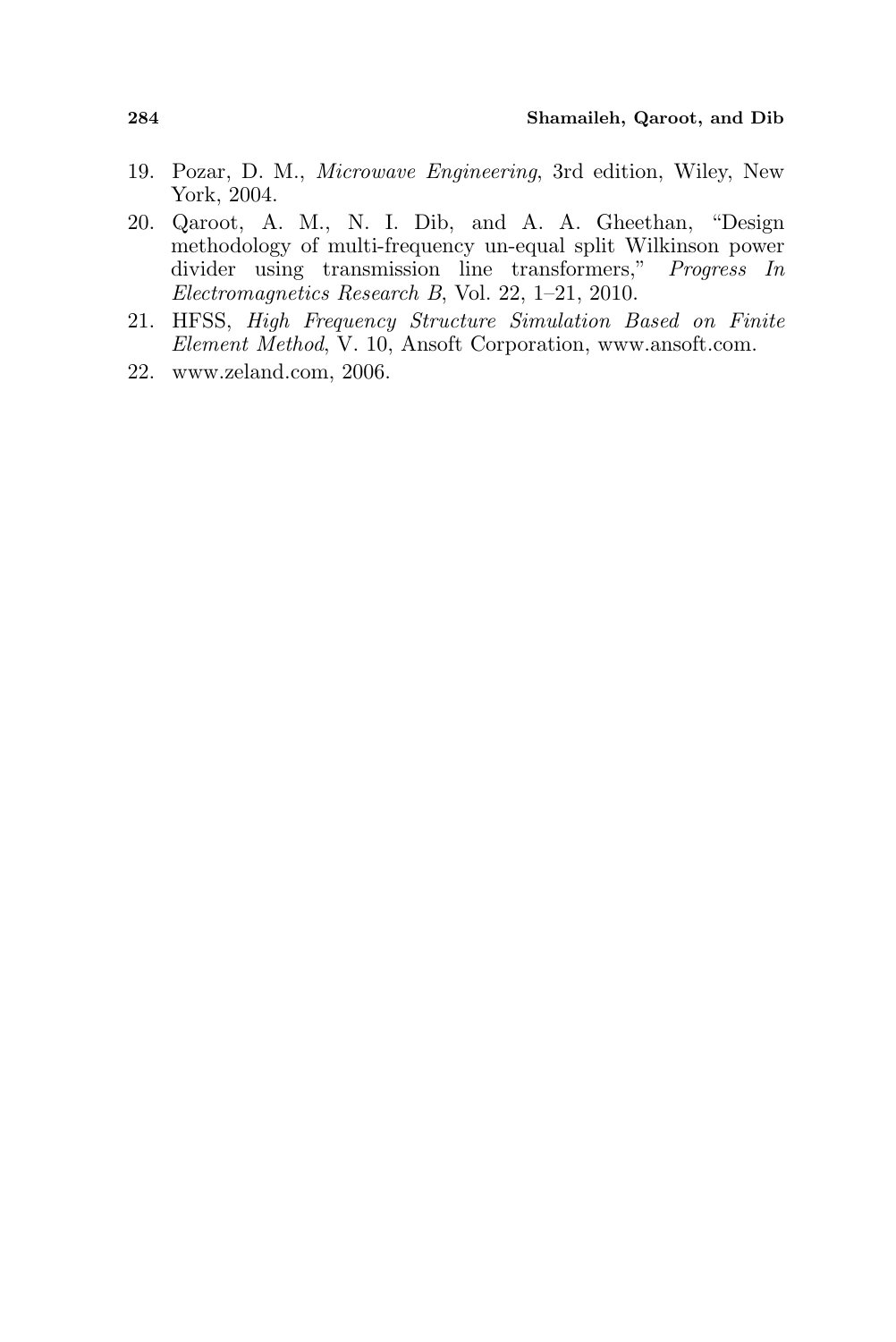19. Pozar, D. M., *Microwave Engineering*, 3rd edition, Wiley, New York, 2004.
20. Qaroot, A. M., N. I. Dib, and A. A. Gheethan, "Design methodology of multi-frequency un-equal split Wilkinson power divider using transmission line transformers," *Progress In Electromagnetics Research B*, Vol. 22, 1–21, 2010.
21. HFSS, *High Frequency Structure Simulation Based on Finite Element Method*, V. 10, Ansoft Corporation, www.ansoft.com.
22. www.zeland.com, 2006.